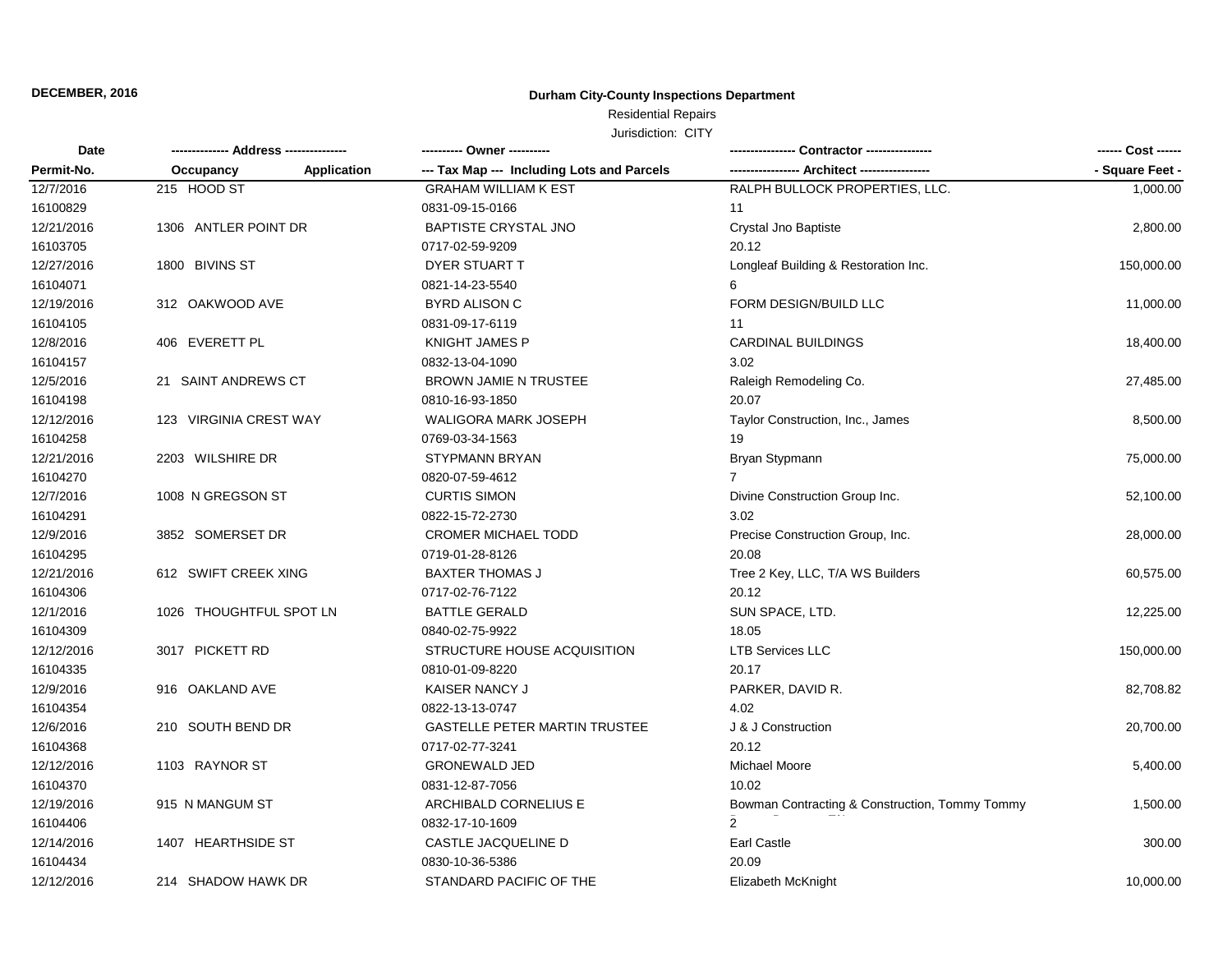**DECEMBER, 2016**

# Durham City-County Inspections Department

Residential Repairs

Jurisdiction: CITY

| Date<br>Permit-No. | -------------- Address ---------------<br>Occupancy Application | ---------- Owner ----------<br>--- Tax Map --- Including Lots and Parcels | ---------------- Contractor ----------------<br>----------------- Architect ----------------- | ------ Cost ------<br>- Square Feet - |
|---|---|---|---|---|
| 12/7/2016 | 215 HOOD ST | GRAHAM WILLIAM K EST | RALPH BULLOCK PROPERTIES, LLC. | 1,000.00 |
| 16100829 | | 0831-09-15-0166 | 11 | |
| 12/21/2016 | 1306 ANTLER POINT DR | BAPTISTE CRYSTAL JNO | Crystal Jno Baptiste | 2,800.00 |
| 16103705 | | 0717-02-59-9209 | 20.12 | |
| 12/27/2016 | 1800 BIVINS ST | DYER STUART T | Longleaf Building & Restoration Inc. | 150,000.00 |
| 16104071 | | 0821-14-23-5540 | 6 | |
| 12/19/2016 | 312 OAKWOOD AVE | BYRD ALISON C | FORM DESIGN/BUILD LLC | 11,000.00 |
| 16104105 | | 0831-09-17-6119 | 11 | |
| 12/8/2016 | 406 EVERETT PL | KNIGHT JAMES P | CARDINAL BUILDINGS | 18,400.00 |
| 16104157 | | 0832-13-04-1090 | 3.02 | |
| 12/5/2016 | 21 SAINT ANDREWS CT | BROWN JAMIE N TRUSTEE | Raleigh Remodeling Co. | 27,485.00 |
| 16104198 | | 0810-16-93-1850 | 20.07 | |
| 12/12/2016 | 123 VIRGINIA CREST WAY | WALIGORA MARK JOSEPH | Taylor Construction, Inc., James | 8,500.00 |
| 16104258 | | 0769-03-34-1563 | 19 | |
| 12/21/2016 | 2203 WILSHIRE DR | STYPMANN BRYAN | Bryan Stypmann | 75,000.00 |
| 16104270 | | 0820-07-59-4612 | 7 | |
| 12/7/2016 | 1008 N GREGSON ST | CURTIS SIMON | Divine Construction Group Inc. | 52,100.00 |
| 16104291 | | 0822-15-72-2730 | 3.02 | |
| 12/9/2016 | 3852 SOMERSET DR | CROMER MICHAEL TODD | Precise Construction Group, Inc. | 28,000.00 |
| 16104295 | | 0719-01-28-8126 | 20.08 | |
| 12/21/2016 | 612 SWIFT CREEK XING | BAXTER THOMAS J | Tree 2 Key, LLC, T/A WS Builders | 60,575.00 |
| 16104306 | | 0717-02-76-7122 | 20.12 | |
| 12/1/2016 | 1026 THOUGHTFUL SPOT LN | BATTLE GERALD | SUN SPACE, LTD. | 12,225.00 |
| 16104309 | | 0840-02-75-9922 | 18.05 | |
| 12/12/2016 | 3017 PICKETT RD | STRUCTURE HOUSE ACQUISITION | LTB Services LLC | 150,000.00 |
| 16104335 | | 0810-01-09-8220 | 20.17 | |
| 12/9/2016 | 916 OAKLAND AVE | KAISER NANCY J | PARKER, DAVID R. | 82,708.82 |
| 16104354 | | 0822-13-13-0747 | 4.02 | |
| 12/6/2016 | 210 SOUTH BEND DR | GASTELLE PETER MARTIN TRUSTEE | J & J Construction | 20,700.00 |
| 16104368 | | 0717-02-77-3241 | 20.12 | |
| 12/12/2016 | 1103 RAYNOR ST | GRONEWALD JED | Michael Moore | 5,400.00 |
| 16104370 | | 0831-12-87-7056 | 10.02 | |
| 12/19/2016 | 915 N MANGUM ST | ARCHIBALD CORNELIUS E | Bowman Contracting & Construction, Tommy Tommy | 1,500.00 |
| 16104406 | | 0832-17-10-1609 | 2 | |
| 12/14/2016 | 1407 HEARTHSIDE ST | CASTLE JACQUELINE D | Earl Castle | 300.00 |
| 16104434 | | 0830-10-36-5386 | 20.09 | |
| 12/12/2016 | 214 SHADOW HAWK DR | STANDARD PACIFIC OF THE | Elizabeth McKnight | 10,000.00 |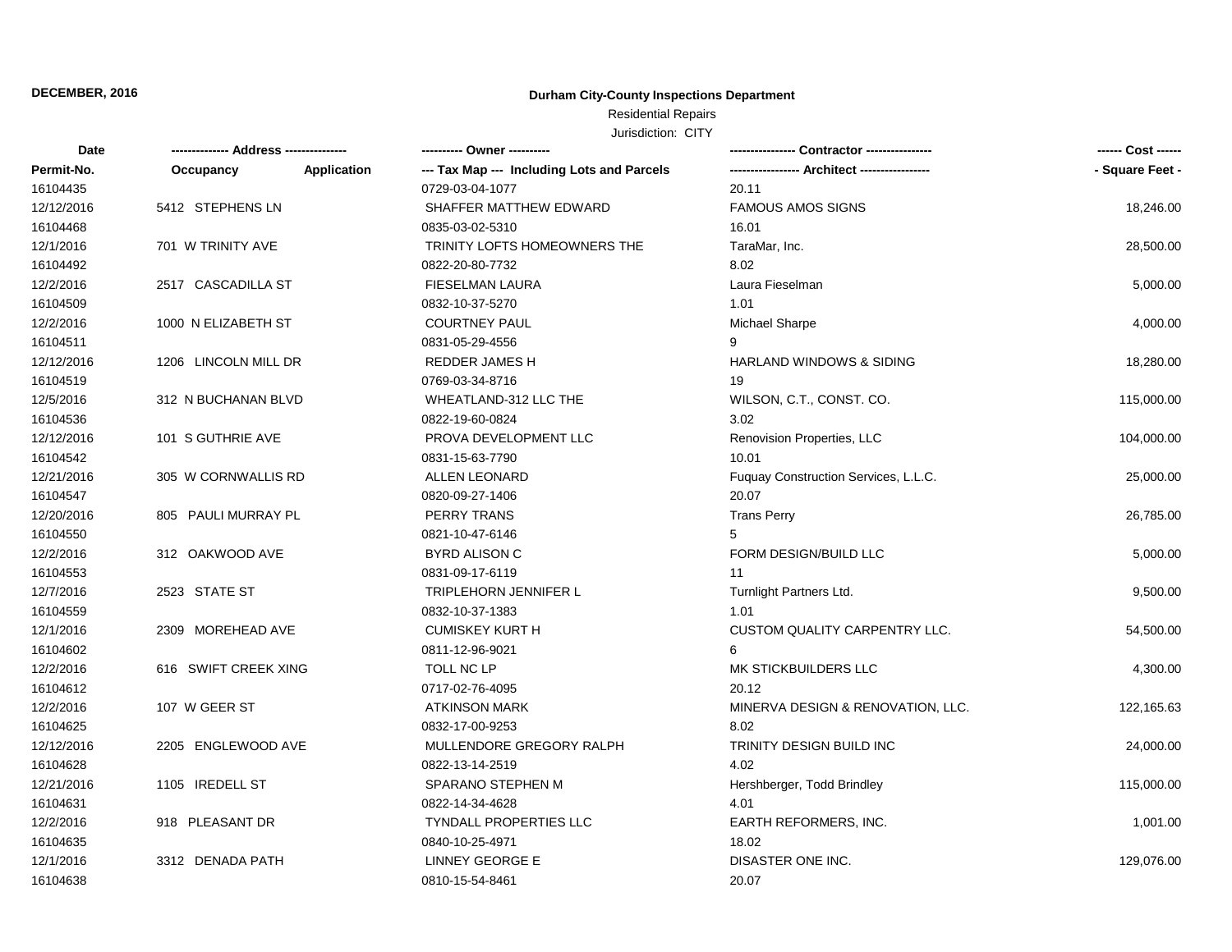**DECEMBER, 2016**

## Durham City-County Inspections Department

Residential Repairs

Jurisdiction: CITY

| Date | ------------- Address -------------- | | ---------- Owner ---------- | --------------- Contractor --------------- | ------ Cost ------ |
|---|---|---|---|---|---|
| Permit-No. | Occupancy | Application | --- Tax Map --- Including Lots and Parcels | ----------------- Architect ----------------- | - Square Feet - |
| 16104435 | | | 0729-03-04-1077 | 20.11 | |
| 12/12/2016 | 5412 STEPHENS LN | | SHAFFER MATTHEW EDWARD | FAMOUS AMOS SIGNS | 18,246.00 |
| 16104468 | | | 0835-03-02-5310 | 16.01 | |
| 12/1/2016 | 701 W TRINITY AVE | | TRINITY LOFTS HOMEOWNERS THE | TaraMar, Inc. | 28,500.00 |
| 16104492 | | | 0822-20-80-7732 | 8.02 | |
| 12/2/2016 | 2517 CASCADILLA ST | | FIESELMAN LAURA | Laura Fieselman | 5,000.00 |
| 16104509 | | | 0832-10-37-5270 | 1.01 | |
| 12/2/2016 | 1000 N ELIZABETH ST | | COURTNEY PAUL | Michael Sharpe | 4,000.00 |
| 16104511 | | | 0831-05-29-4556 | 9 | |
| 12/12/2016 | 1206 LINCOLN MILL DR | | REDDER JAMES H | HARLAND WINDOWS & SIDING | 18,280.00 |
| 16104519 | | | 0769-03-34-8716 | 19 | |
| 12/5/2016 | 312 N BUCHANAN BLVD | | WHEATLAND-312 LLC THE | WILSON, C.T., CONST. CO. | 115,000.00 |
| 16104536 | | | 0822-19-60-0824 | 3.02 | |
| 12/12/2016 | 101 S GUTHRIE AVE | | PROVA DEVELOPMENT LLC | Renovision Properties, LLC | 104,000.00 |
| 16104542 | | | 0831-15-63-7790 | 10.01 | |
| 12/21/2016 | 305 W CORNWALLIS RD | | ALLEN LEONARD | Fuquay Construction Services, L.L.C. | 25,000.00 |
| 16104547 | | | 0820-09-27-1406 | 20.07 | |
| 12/20/2016 | 805 PAULI MURRAY PL | | PERRY TRANS | Trans Perry | 26,785.00 |
| 16104550 | | | 0821-10-47-6146 | 5 | |
| 12/2/2016 | 312 OAKWOOD AVE | | BYRD ALISON C | FORM DESIGN/BUILD LLC | 5,000.00 |
| 16104553 | | | 0831-09-17-6119 | 11 | |
| 12/7/2016 | 2523 STATE ST | | TRIPLEHORN JENNIFER L | Turnlight Partners Ltd. | 9,500.00 |
| 16104559 | | | 0832-10-37-1383 | 1.01 | |
| 12/1/2016 | 2309 MOREHEAD AVE | | CUMISKEY KURT H | CUSTOM QUALITY CARPENTRY LLC. | 54,500.00 |
| 16104602 | | | 0811-12-96-9021 | 6 | |
| 12/2/2016 | 616 SWIFT CREEK XING | | TOLL NC LP | MK STICKBUILDERS LLC | 4,300.00 |
| 16104612 | | | 0717-02-76-4095 | 20.12 | |
| 12/2/2016 | 107 W GEER ST | | ATKINSON MARK | MINERVA DESIGN & RENOVATION, LLC. | 122,165.63 |
| 16104625 | | | 0832-17-00-9253 | 8.02 | |
| 12/12/2016 | 2205 ENGLEWOOD AVE | | MULLENDORE GREGORY RALPH | TRINITY DESIGN BUILD INC | 24,000.00 |
| 16104628 | | | 0822-13-14-2519 | 4.02 | |
| 12/21/2016 | 1105 IREDELL ST | | SPARANO STEPHEN M | Hershberger, Todd Brindley | 115,000.00 |
| 16104631 | | | 0822-14-34-4628 | 4.01 | |
| 12/2/2016 | 918 PLEASANT DR | | TYNDALL PROPERTIES LLC | EARTH REFORMERS, INC. | 1,001.00 |
| 16104635 | | | 0840-10-25-4971 | 18.02 | |
| 12/1/2016 | 3312 DENADA PATH | | LINNEY GEORGE E | DISASTER ONE INC. | 129,076.00 |
| 16104638 | | | 0810-15-54-8461 | 20.07 | |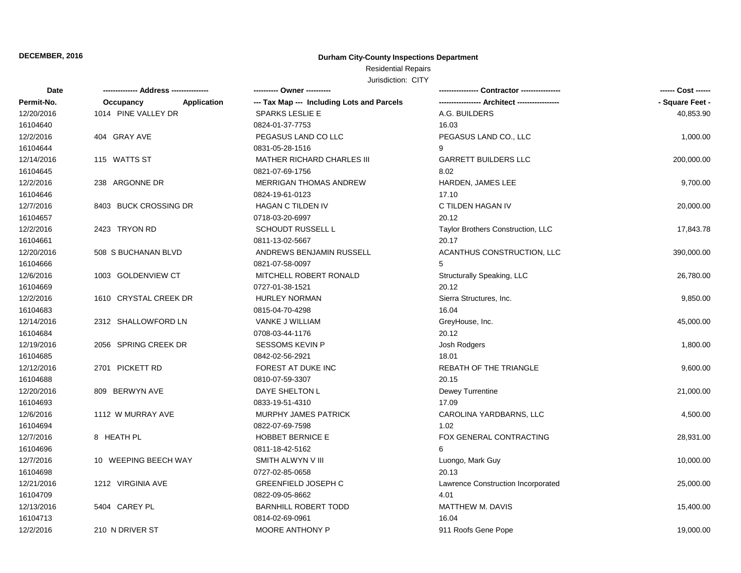**DECEMBER, 2016**

**Durham City-County Inspections Department**

Residential Repairs

Jurisdiction: CITY

| Date<br>Permit-No. | ------------- Address --------------<br>Occupancy Application | ---------- Owner ----------<br>--- Tax Map --- Including Lots and Parcels | --------------- Contractor ---------------<br>---------------- Architect ---------------- | ------ Cost ------<br>- Square Feet - |
|---|---|---|---|---|
| 12/20/2016<br>16104640 | 1014 PINE VALLEY DR | SPARKS LESLIE E<br>0824-01-37-7753 | A.G. BUILDERS<br>16.03 | 40,853.90 |
| 12/2/2016<br>16104644 | 404 GRAY AVE | PEGASUS LAND CO LLC<br>0831-05-28-1516 | PEGASUS LAND CO., LLC<br>9 | 1,000.00 |
| 12/14/2016<br>16104645 | 115 WATTS ST | MATHER RICHARD CHARLES III<br>0821-07-69-1756 | GARRETT BUILDERS LLC<br>8.02 | 200,000.00 |
| 12/2/2016<br>16104646 | 238 ARGONNE DR | MERRIGAN THOMAS ANDREW<br>0824-19-61-0123 | HARDEN, JAMES LEE<br>17.10 | 9,700.00 |
| 12/7/2016<br>16104657 | 8403 BUCK CROSSING DR | HAGAN C TILDEN IV<br>0718-03-20-6997 | C TILDEN HAGAN IV<br>20.12 | 20,000.00 |
| 12/2/2016<br>16104661 | 2423 TRYON RD | SCHOUDT RUSSELL L<br>0811-13-02-5667 | Taylor Brothers Construction, LLC<br>20.17 | 17,843.78 |
| 12/20/2016<br>16104666 | 508 S BUCHANAN BLVD | ANDREWS BENJAMIN RUSSELL<br>0821-07-58-0097 | ACANTHUS CONSTRUCTION, LLC<br>5 | 390,000.00 |
| 12/6/2016<br>16104669 | 1003 GOLDENVIEW CT | MITCHELL ROBERT RONALD<br>0727-01-38-1521 | Structurally Speaking, LLC<br>20.12 | 26,780.00 |
| 12/2/2016<br>16104683 | 1610 CRYSTAL CREEK DR | HURLEY NORMAN<br>0815-04-70-4298 | Sierra Structures, Inc.<br>16.04 | 9,850.00 |
| 12/14/2016<br>16104684 | 2312 SHALLOWFORD LN | VANKE J WILLIAM<br>0708-03-44-1176 | GreyHouse, Inc.<br>20.12 | 45,000.00 |
| 12/19/2016<br>16104685 | 2056 SPRING CREEK DR | SESSOMS KEVIN P<br>0842-02-56-2921 | Josh Rodgers<br>18.01 | 1,800.00 |
| 12/12/2016<br>16104688 | 2701 PICKETT RD | FOREST AT DUKE INC<br>0810-07-59-3307 | REBATH OF THE TRIANGLE<br>20.15 | 9,600.00 |
| 12/20/2016<br>16104693 | 809 BERWYN AVE | DAYE SHELTON L<br>0833-19-51-4310 | Dewey Turrentine<br>17.09 | 21,000.00 |
| 12/6/2016<br>16104694 | 1112 W MURRAY AVE | MURPHY JAMES PATRICK<br>0822-07-69-7598 | CAROLINA YARDBARNS, LLC<br>1.02 | 4,500.00 |
| 12/7/2016<br>16104696 | 8 HEATH PL | HOBBET BERNICE E<br>0811-18-42-5162 | FOX GENERAL CONTRACTING<br>6 | 28,931.00 |
| 12/7/2016<br>16104698 | 10 WEEPING BEECH WAY | SMITH ALWYN V III<br>0727-02-85-0658 | Luongo, Mark Guy<br>20.13 | 10,000.00 |
| 12/21/2016<br>16104709 | 1212 VIRGINIA AVE | GREENFIELD JOSEPH C<br>0822-09-05-8662 | Lawrence Construction Incorporated<br>4.01 | 25,000.00 |
| 12/13/2016<br>16104713 | 5404 CAREY PL | BARNHILL ROBERT TODD<br>0814-02-69-0961 | MATTHEW M. DAVIS<br>16.04 | 15,400.00 |
| 12/2/2016 | 210 N DRIVER ST | MOORE ANTHONY P | 911 Roofs Gene Pope | 19,000.00 |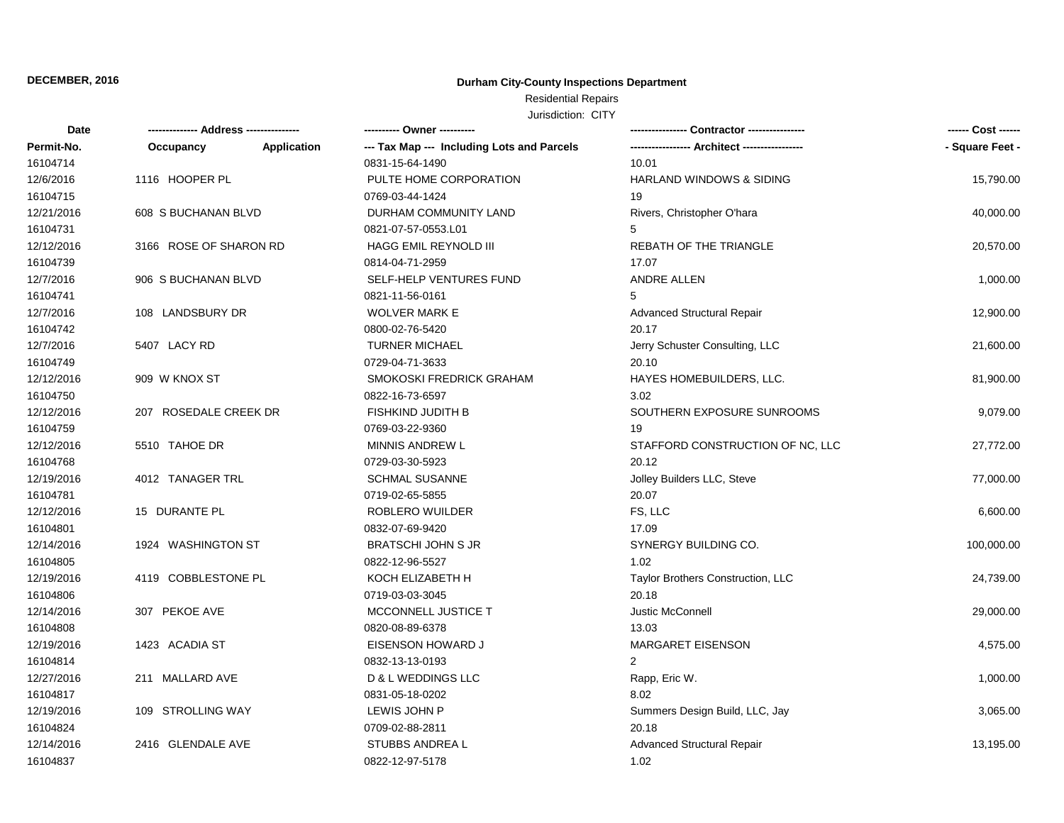**DECEMBER, 2016**

# Durham City-County Inspections Department

Residential Repairs

Jurisdiction: CITY

| Date / Permit-No. | Address / Occupancy / Application | Owner / Tax Map --- Including Lots and Parcels | Contractor / Architect | Cost / Square Feet |
|---|---|---|---|---|
| 16104714 | | 0831-15-64-1490 | 10.01 | |
| 12/6/2016 | 1116 HOOPER PL | PULTE HOME CORPORATION | HARLAND WINDOWS & SIDING | 15,790.00 |
| 16104715 | | 0769-03-44-1424 | 19 | |
| 12/21/2016 | 608 S BUCHANAN BLVD | DURHAM COMMUNITY LAND | Rivers, Christopher O'hara | 40,000.00 |
| 16104731 | | 0821-07-57-0553.L01 | 5 | |
| 12/12/2016 | 3166 ROSE OF SHARON RD | HAGG EMIL REYNOLD III | REBATH OF THE TRIANGLE | 20,570.00 |
| 16104739 | | 0814-04-71-2959 | 17.07 | |
| 12/7/2016 | 906 S BUCHANAN BLVD | SELF-HELP VENTURES FUND | ANDRE ALLEN | 1,000.00 |
| 16104741 | | 0821-11-56-0161 | 5 | |
| 12/7/2016 | 108 LANDSBURY DR | WOLVER MARK E | Advanced Structural Repair | 12,900.00 |
| 16104742 | | 0800-02-76-5420 | 20.17 | |
| 12/7/2016 | 5407 LACY RD | TURNER MICHAEL | Jerry Schuster Consulting, LLC | 21,600.00 |
| 16104749 | | 0729-04-71-3633 | 20.10 | |
| 12/12/2016 | 909 W KNOX ST | SMOKOSKI FREDRICK GRAHAM | HAYES HOMEBUILDERS, LLC. | 81,900.00 |
| 16104750 | | 0822-16-73-6597 | 3.02 | |
| 12/12/2016 | 207 ROSEDALE CREEK DR | FISHKIND JUDITH B | SOUTHERN EXPOSURE SUNROOMS | 9,079.00 |
| 16104759 | | 0769-03-22-9360 | 19 | |
| 12/12/2016 | 5510 TAHOE DR | MINNIS ANDREW L | STAFFORD CONSTRUCTION OF NC, LLC | 27,772.00 |
| 16104768 | | 0729-03-30-5923 | 20.12 | |
| 12/19/2016 | 4012 TANAGER TRL | SCHMAL SUSANNE | Jolley Builders LLC, Steve | 77,000.00 |
| 16104781 | | 0719-02-65-5855 | 20.07 | |
| 12/12/2016 | 15 DURANTE PL | ROBLERO WUILDER | FS, LLC | 6,600.00 |
| 16104801 | | 0832-07-69-9420 | 17.09 | |
| 12/14/2016 | 1924 WASHINGTON ST | BRATSCHI JOHN S JR | SYNERGY BUILDING CO. | 100,000.00 |
| 16104805 | | 0822-12-96-5527 | 1.02 | |
| 12/19/2016 | 4119 COBBLESTONE PL | KOCH ELIZABETH H | Taylor Brothers Construction, LLC | 24,739.00 |
| 16104806 | | 0719-03-03-3045 | 20.18 | |
| 12/14/2016 | 307 PEKOE AVE | MCCONNELL JUSTICE T | Justic McConnell | 29,000.00 |
| 16104808 | | 0820-08-89-6378 | 13.03 | |
| 12/19/2016 | 1423 ACADIA ST | EISENSON HOWARD J | MARGARET EISENSON | 4,575.00 |
| 16104814 | | 0832-13-13-0193 | 2 | |
| 12/27/2016 | 211 MALLARD AVE | D & L WEDDINGS LLC | Rapp, Eric W. | 1,000.00 |
| 16104817 | | 0831-05-18-0202 | 8.02 | |
| 12/19/2016 | 109 STROLLING WAY | LEWIS JOHN P | Summers Design Build, LLC, Jay | 3,065.00 |
| 16104824 | | 0709-02-88-2811 | 20.18 | |
| 12/14/2016 | 2416 GLENDALE AVE | STUBBS ANDREA L | Advanced Structural Repair | 13,195.00 |
| 16104837 | | 0822-12-97-5178 | 1.02 | |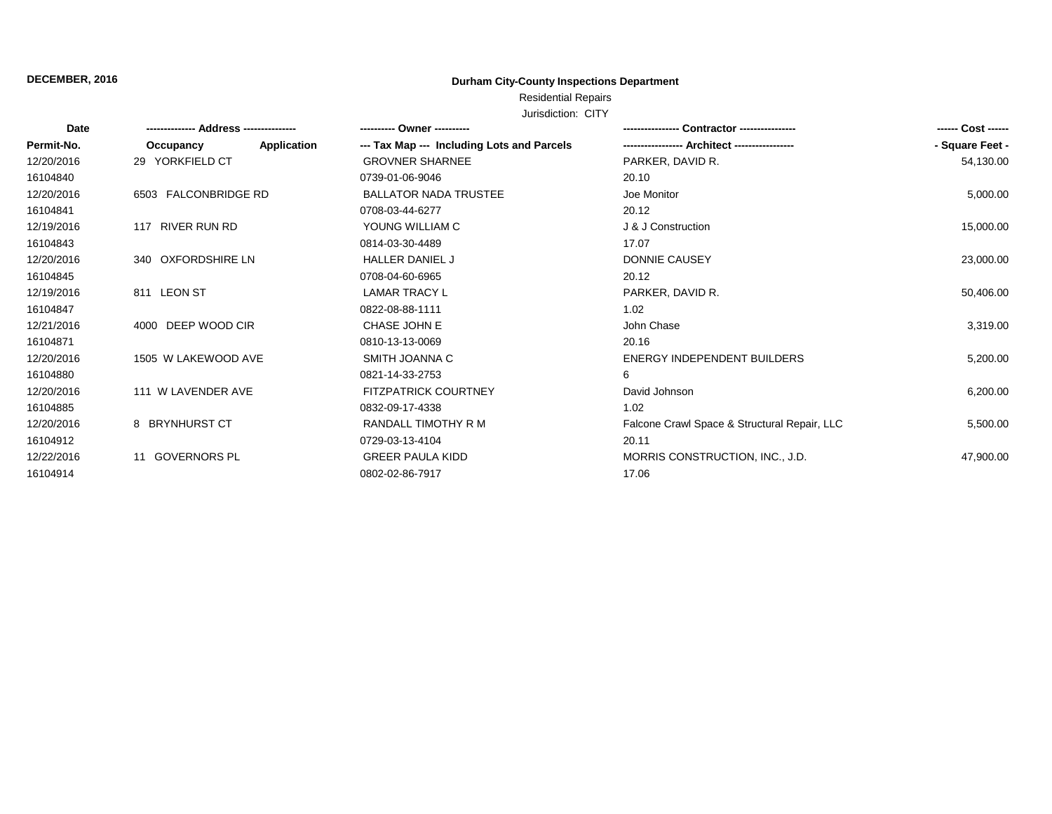**DECEMBER, 2016**

**Durham City-County Inspections Department**

Residential Repairs

Jurisdiction: CITY

| Date<br>Permit-No. | Address<br>Occupancy / Application | Owner<br>Tax Map --- Including Lots and Parcels | Contractor<br>Architect | Cost<br>Square Feet |
|---|---|---|---|---|
| 12/20/2016<br>16104840 | 29 YORKFIELD CT | GROVNER SHARNEE<br>0739-01-06-9046 | PARKER, DAVID R.<br>20.10 | 54,130.00 |
| 12/20/2016<br>16104841 | 6503 FALCONBRIDGE RD | BALLATOR NADA TRUSTEE<br>0708-03-44-6277 | Joe Monitor<br>20.12 | 5,000.00 |
| 12/19/2016<br>16104843 | 117 RIVER RUN RD | YOUNG WILLIAM C<br>0814-03-30-4489 | J & J Construction<br>17.07 | 15,000.00 |
| 12/20/2016<br>16104845 | 340 OXFORDSHIRE LN | HALLER DANIEL J<br>0708-04-60-6965 | DONNIE CAUSEY<br>20.12 | 23,000.00 |
| 12/19/2016<br>16104847 | 811 LEON ST | LAMAR TRACY L<br>0822-08-88-1111 | PARKER, DAVID R.<br>1.02 | 50,406.00 |
| 12/21/2016<br>16104871 | 4000 DEEP WOOD CIR | CHASE JOHN E<br>0810-13-13-0069 | John Chase<br>20.16 | 3,319.00 |
| 12/20/2016<br>16104880 | 1505 W LAKEWOOD AVE | SMITH JOANNA C<br>0821-14-33-2753 | ENERGY INDEPENDENT BUILDERS<br>6 | 5,200.00 |
| 12/20/2016<br>16104885 | 111 W LAVENDER AVE | FITZPATRICK COURTNEY<br>0832-09-17-4338 | David Johnson<br>1.02 | 6,200.00 |
| 12/20/2016<br>16104912 | 8 BRYNHURST CT | RANDALL TIMOTHY R M<br>0729-03-13-4104 | Falcone Crawl Space & Structural Repair, LLC<br>20.11 | 5,500.00 |
| 12/22/2016<br>16104914 | 11 GOVERNORS PL | GREER PAULA KIDD<br>0802-02-86-7917 | MORRIS CONSTRUCTION, INC., J.D.<br>17.06 | 47,900.00 |